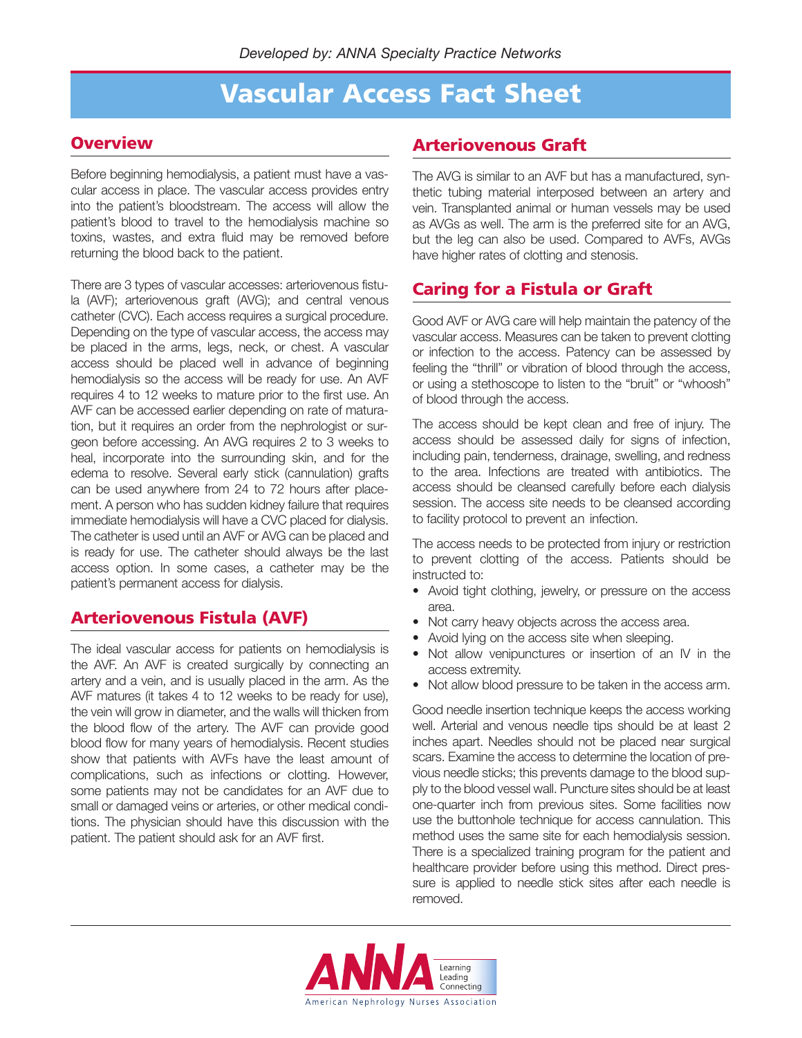*Developed by: ANNA Specialty Practice Networks*

# Vascular Access Fact Sheet

## Overview

Before beginning hemodialysis, a patient must have a vascular access in place. The vascular access provides entry into the patient's bloodstream. The access will allow the patient's blood to travel to the hemodialysis machine so toxins, wastes, and extra fluid may be removed before returning the blood back to the patient.

There are 3 types of vascular accesses: arteriovenous fistula (AVF); arteriovenous graft (AVG); and central venous catheter (CVC). Each access requires a surgical procedure. Depending on the type of vascular access, the access may be placed in the arms, legs, neck, or chest. A vascular access should be placed well in advance of beginning hemodialysis so the access will be ready for use. An AVF requires 4 to 12 weeks to mature prior to the first use. An AVF can be accessed earlier depending on rate of maturation, but it requires an order from the nephrologist or surgeon before accessing. An AVG requires 2 to 3 weeks to heal, incorporate into the surrounding skin, and for the edema to resolve. Several early stick (cannulation) grafts can be used anywhere from 24 to 72 hours after placement. A person who has sudden kidney failure that requires immediate hemodialysis will have a CVC placed for dialysis. The catheter is used until an AVF or AVG can be placed and is ready for use. The catheter should always be the last access option. In some cases, a catheter may be the patient's permanent access for dialysis.

## Arteriovenous Fistula (AVF)

The ideal vascular access for patients on hemodialysis is the AVF. An AVF is created surgically by connecting an artery and a vein, and is usually placed in the arm. As the AVF matures (it takes 4 to 12 weeks to be ready for use), the vein will grow in diameter, and the walls will thicken from the blood flow of the artery. The AVF can provide good blood flow for many years of hemodialysis. Recent studies show that patients with AVFs have the least amount of complications, such as infections or clotting. However, some patients may not be candidates for an AVF due to small or damaged veins or arteries, or other medical conditions. The physician should have this discussion with the patient. The patient should ask for an AVF first.

## Arteriovenous Graft

The AVG is similar to an AVF but has a manufactured, synthetic tubing material interposed between an artery and vein. Transplanted animal or human vessels may be used as AVGs as well. The arm is the preferred site for an AVG, but the leg can also be used. Compared to AVFs, AVGs have higher rates of clotting and stenosis.

## Caring for a Fistula or Graft

Good AVF or AVG care will help maintain the patency of the vascular access. Measures can be taken to prevent clotting or infection to the access. Patency can be assessed by feeling the "thrill" or vibration of blood through the access, or using a stethoscope to listen to the "bruit" or "whoosh" of blood through the access.

The access should be kept clean and free of injury. The access should be assessed daily for signs of infection, including pain, tenderness, drainage, swelling, and redness to the area. Infections are treated with antibiotics. The access should be cleansed carefully before each dialysis session. The access site needs to be cleansed according to facility protocol to prevent an infection.

The access needs to be protected from injury or restriction to prevent clotting of the access. Patients should be instructed to:

- Avoid tight clothing, jewelry, or pressure on the access area.
- Not carry heavy objects across the access area.
- Avoid lying on the access site when sleeping.
- Not allow venipunctures or insertion of an IV in the access extremity.
- Not allow blood pressure to be taken in the access arm.

Good needle insertion technique keeps the access working well. Arterial and venous needle tips should be at least 2 inches apart. Needles should not be placed near surgical scars. Examine the access to determine the location of previous needle sticks; this prevents damage to the blood supply to the blood vessel wall. Puncture sites should be at least one-quarter inch from previous sites. Some facilities now use the buttonhole technique for access cannulation. This method uses the same site for each hemodialysis session. There is a specialized training program for the patient and healthcare provider before using this method. Direct pressure is applied to needle stick sites after each needle is removed.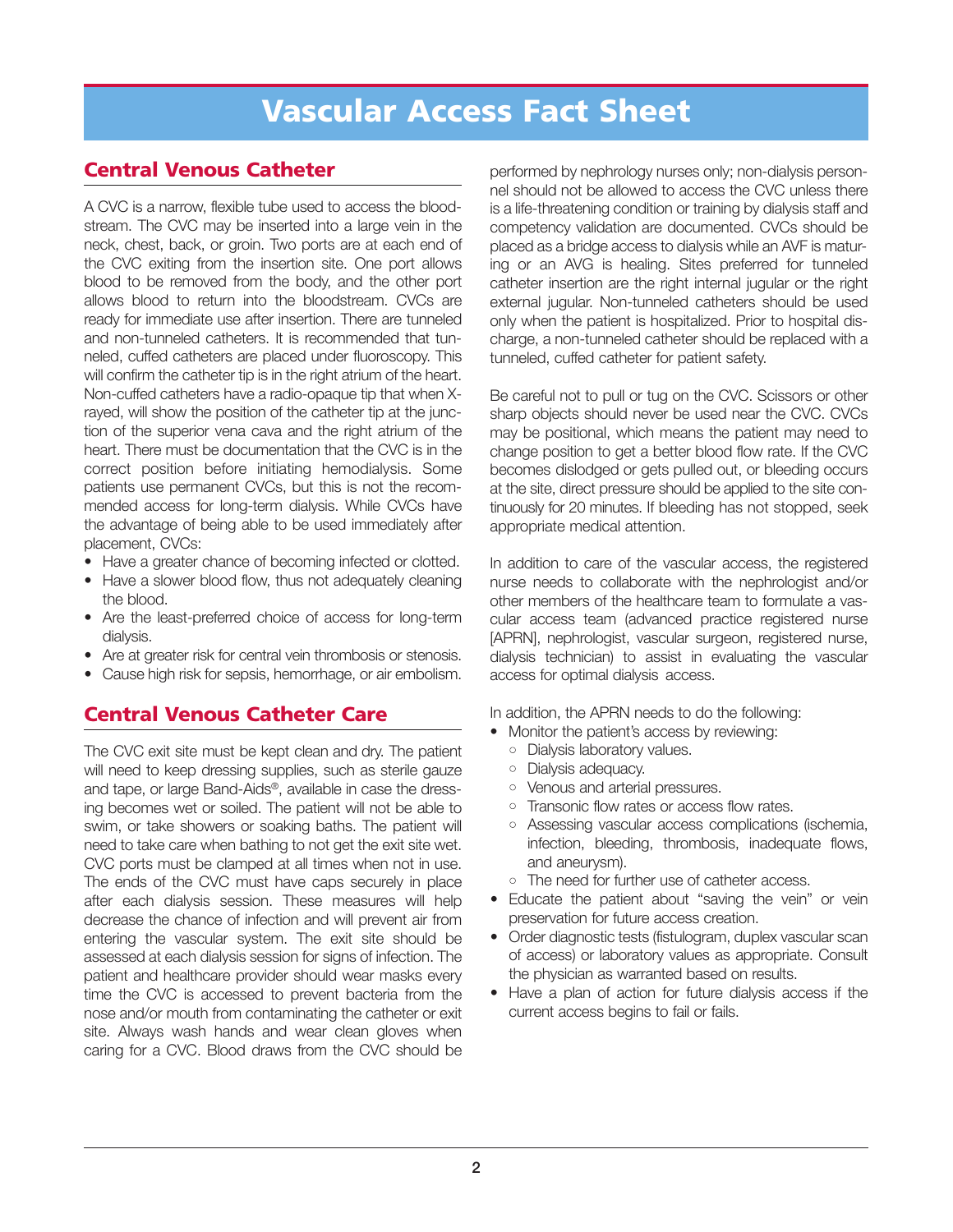# Vascular Access Fact Sheet

## Central Venous Catheter

A CVC is a narrow, flexible tube used to access the bloodstream. The CVC may be inserted into a large vein in the neck, chest, back, or groin. Two ports are at each end of the CVC exiting from the insertion site. One port allows blood to be removed from the body, and the other port allows blood to return into the bloodstream. CVCs are ready for immediate use after insertion. There are tunneled and non-tunneled catheters. It is recommended that tunneled, cuffed catheters are placed under fluoroscopy. This will confirm the catheter tip is in the right atrium of the heart. Non-cuffed catheters have a radio-opaque tip that when X-rayed, will show the position of the catheter tip at the junction of the superior vena cava and the right atrium of the heart. There must be documentation that the CVC is in the correct position before initiating hemodialysis. Some patients use permanent CVCs, but this is not the recommended access for long-term dialysis. While CVCs have the advantage of being able to be used immediately after placement, CVCs:

- Have a greater chance of becoming infected or clotted.
- Have a slower blood flow, thus not adequately cleaning the blood.
- Are the least-preferred choice of access for long-term dialysis.
- Are at greater risk for central vein thrombosis or stenosis.
- Cause high risk for sepsis, hemorrhage, or air embolism.

## Central Venous Catheter Care

The CVC exit site must be kept clean and dry. The patient will need to keep dressing supplies, such as sterile gauze and tape, or large Band-Aids®, available in case the dressing becomes wet or soiled. The patient will not be able to swim, or take showers or soaking baths. The patient will need to take care when bathing to not get the exit site wet. CVC ports must be clamped at all times when not in use. The ends of the CVC must have caps securely in place after each dialysis session. These measures will help decrease the chance of infection and will prevent air from entering the vascular system. The exit site should be assessed at each dialysis session for signs of infection. The patient and healthcare provider should wear masks every time the CVC is accessed to prevent bacteria from the nose and/or mouth from contaminating the catheter or exit site. Always wash hands and wear clean gloves when caring for a CVC. Blood draws from the CVC should be performed by nephrology nurses only; non-dialysis personnel should not be allowed to access the CVC unless there is a life-threatening condition or training by dialysis staff and competency validation are documented. CVCs should be placed as a bridge access to dialysis while an AVF is maturing or an AVG is healing. Sites preferred for tunneled catheter insertion are the right internal jugular or the right external jugular. Non-tunneled catheters should be used only when the patient is hospitalized. Prior to hospital discharge, a non-tunneled catheter should be replaced with a tunneled, cuffed catheter for patient safety.

Be careful not to pull or tug on the CVC. Scissors or other sharp objects should never be used near the CVC. CVCs may be positional, which means the patient may need to change position to get a better blood flow rate. If the CVC becomes dislodged or gets pulled out, or bleeding occurs at the site, direct pressure should be applied to the site continuously for 20 minutes. If bleeding has not stopped, seek appropriate medical attention.

In addition to care of the vascular access, the registered nurse needs to collaborate with the nephrologist and/or other members of the healthcare team to formulate a vascular access team (advanced practice registered nurse [APRN], nephrologist, vascular surgeon, registered nurse, dialysis technician) to assist in evaluating the vascular access for optimal dialysis access.

In addition, the APRN needs to do the following:

- Monitor the patient's access by reviewing:
  - Dialysis laboratory values.
  - Dialysis adequacy.
  - Venous and arterial pressures.
  - Transonic flow rates or access flow rates.
  - Assessing vascular access complications (ischemia, infection, bleeding, thrombosis, inadequate flows, and aneurysm).
  - The need for further use of catheter access.
- Educate the patient about "saving the vein" or vein preservation for future access creation.
- Order diagnostic tests (fistulogram, duplex vascular scan of access) or laboratory values as appropriate. Consult the physician as warranted based on results.
- Have a plan of action for future dialysis access if the current access begins to fail or fails.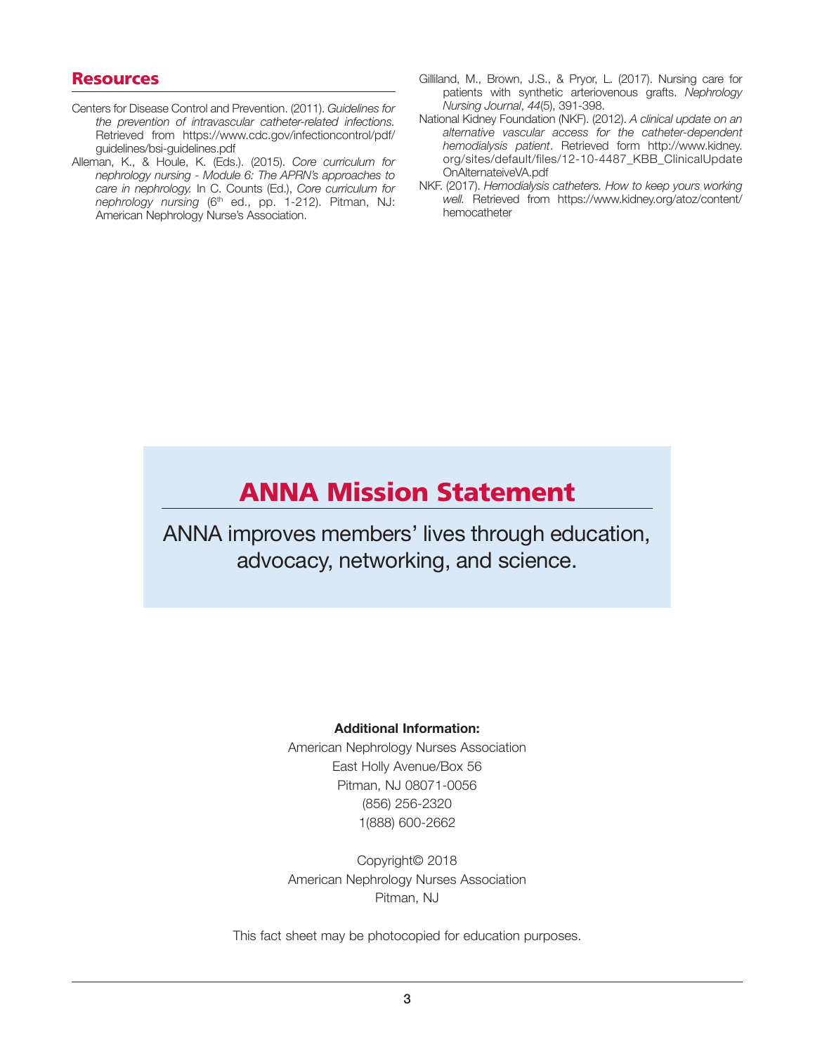## Resources

Centers for Disease Control and Prevention. (2011). *Guidelines for the prevention of intravascular catheter-related infections.* Retrieved from https://www.cdc.gov/infectioncontrol/pdf/guidelines/bsi-guidelines.pdf

Alleman, K., & Houle, K. (Eds.). (2015). *Core curriculum for nephrology nursing - Module 6: The APRN's approaches to care in nephrology.* In C. Counts (Ed.), *Core curriculum for nephrology nursing* (6th ed., pp. 1-212). Pitman, NJ: American Nephrology Nurse's Association.

Gilliland, M., Brown, J.S., & Pryor, L. (2017). Nursing care for patients with synthetic arteriovenous grafts. *Nephrology Nursing Journal*, *44*(5), 391-398.

National Kidney Foundation (NKF). (2012). *A clinical update on an alternative vascular access for the catheter-dependent hemodialysis patient*. Retrieved form http://www.kidney.org/sites/default/files/12-10-4487_KBB_ClinicalUpdateOnAlternateiveVA.pdf

NKF. (2017). *Hemodialysis catheters. How to keep yours working well.* Retrieved from https://www.kidney.org/atoz/content/hemocatheter

## ANNA Mission Statement

ANNA improves members' lives through education, advocacy, networking, and science.

**Additional Information:**

American Nephrology Nurses Association
East Holly Avenue/Box 56
Pitman, NJ 08071-0056
(856) 256-2320
1(888) 600-2662

Copyright© 2018
American Nephrology Nurses Association
Pitman, NJ

This fact sheet may be photocopied for education purposes.